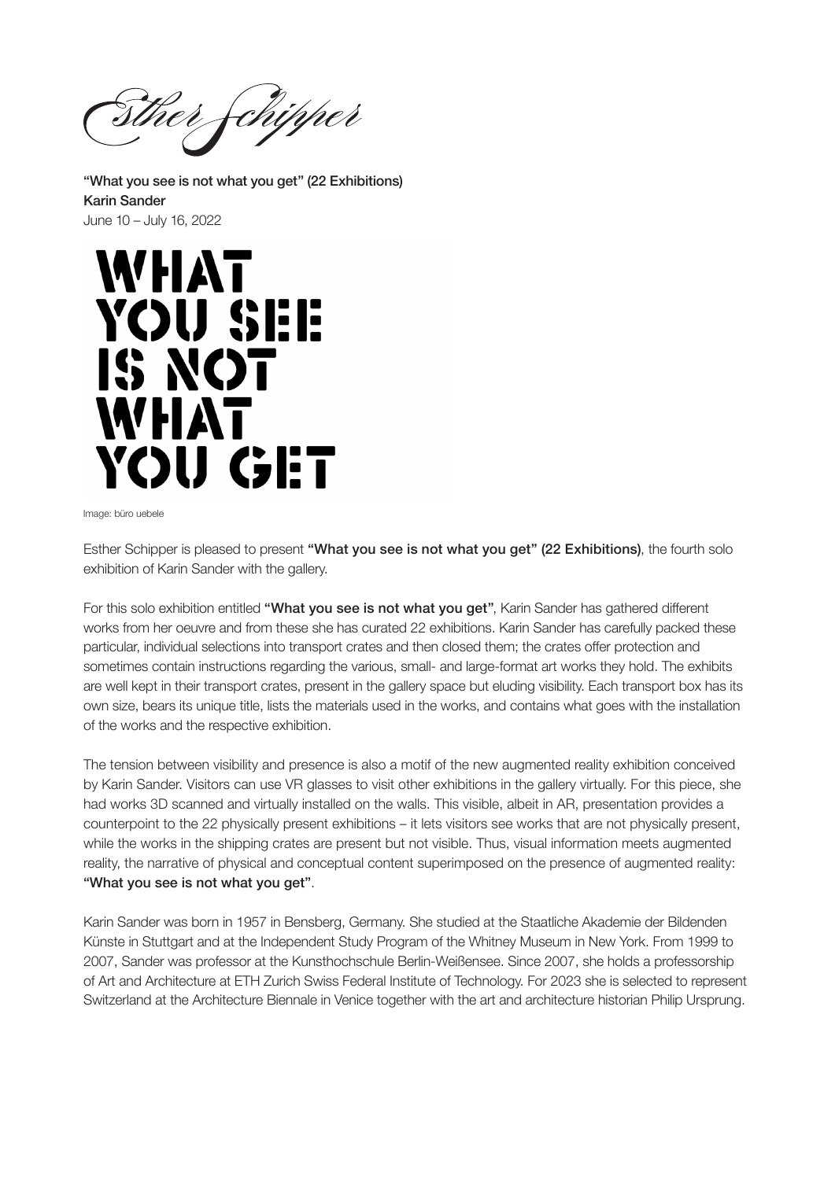Esther Schipper

**"What you see is not what you get" (22 Exhibitions)**
**Karin Sander**
June 10 – July 16, 2022

WHAT
YOU SEE
IS NOT
WHAT
YOU GET

Image: büro uebele

Esther Schipper is pleased to present **"What you see is not what you get" (22 Exhibitions)**, the fourth solo exhibition of Karin Sander with the gallery.

For this solo exhibition entitled **"What you see is not what you get"**, Karin Sander has gathered different works from her oeuvre and from these she has curated 22 exhibitions. Karin Sander has carefully packed these particular, individual selections into transport crates and then closed them; the crates offer protection and sometimes contain instructions regarding the various, small- and large-format art works they hold. The exhibits are well kept in their transport crates, present in the gallery space but eluding visibility. Each transport box has its own size, bears its unique title, lists the materials used in the works, and contains what goes with the installation of the works and the respective exhibition.

The tension between visibility and presence is also a motif of the new augmented reality exhibition conceived by Karin Sander. Visitors can use VR glasses to visit other exhibitions in the gallery virtually. For this piece, she had works 3D scanned and virtually installed on the walls. This visible, albeit in AR, presentation provides a counterpoint to the 22 physically present exhibitions – it lets visitors see works that are not physically present, while the works in the shipping crates are present but not visible. Thus, visual information meets augmented reality, the narrative of physical and conceptual content superimposed on the presence of augmented reality: **"What you see is not what you get"**.

Karin Sander was born in 1957 in Bensberg, Germany. She studied at the Staatliche Akademie der Bildenden Künste in Stuttgart and at the Independent Study Program of the Whitney Museum in New York. From 1999 to 2007, Sander was professor at the Kunsthochschule Berlin-Weißensee. Since 2007, she holds a professorship of Art and Architecture at ETH Zurich Swiss Federal Institute of Technology. For 2023 she is selected to represent Switzerland at the Architecture Biennale in Venice together with the art and architecture historian Philip Ursprung.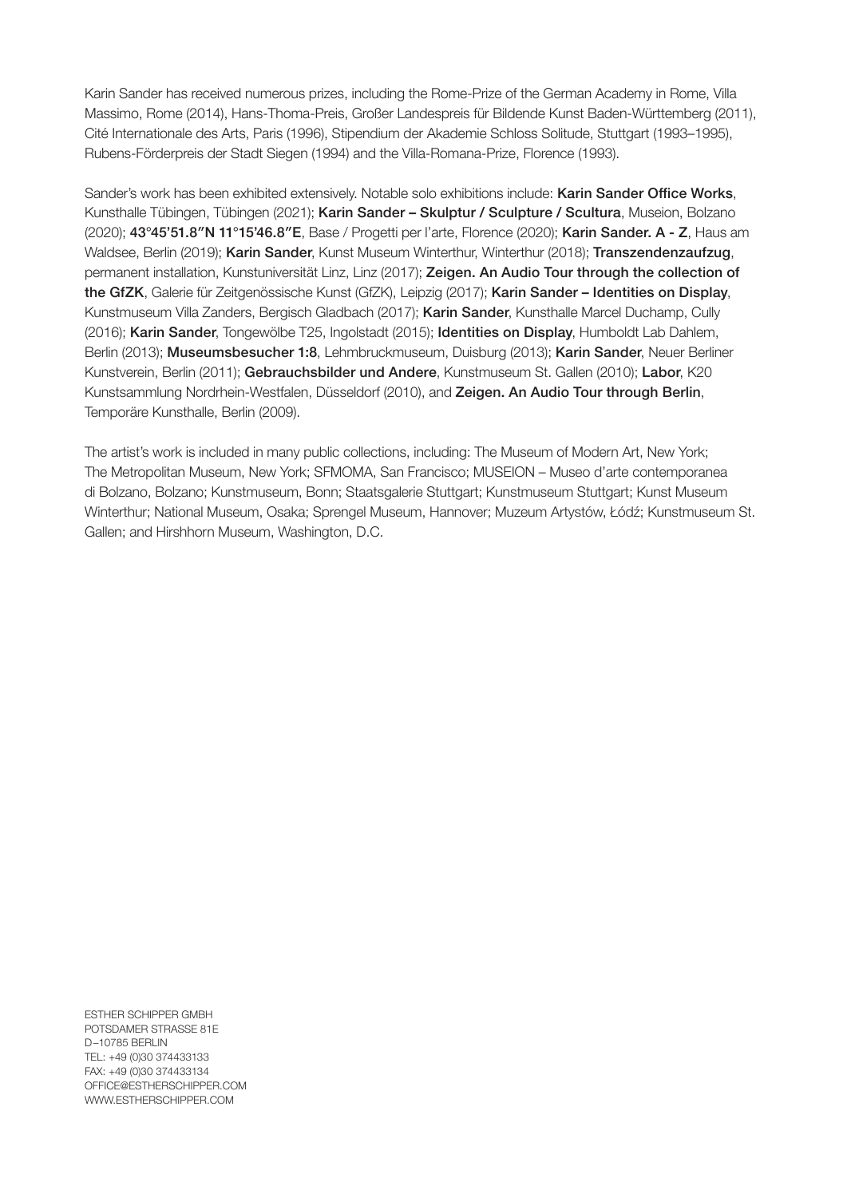Karin Sander has received numerous prizes, including the Rome-Prize of the German Academy in Rome, Villa Massimo, Rome (2014), Hans-Thoma-Preis, Großer Landespreis für Bildende Kunst Baden-Württemberg (2011), Cité Internationale des Arts, Paris (1996), Stipendium der Akademie Schloss Solitude, Stuttgart (1993–1995), Rubens-Förderpreis der Stadt Siegen (1994) and the Villa-Romana-Prize, Florence (1993).

Sander's work has been exhibited extensively. Notable solo exhibitions include: **Karin Sander Office Works**, Kunsthalle Tübingen, Tübingen (2021); **Karin Sander – Skulptur / Sculpture / Scultura**, Museion, Bolzano (2020); **43°45'51.8"N 11°15'46.8"E**, Base / Progetti per l'arte, Florence (2020); **Karin Sander. A - Z**, Haus am Waldsee, Berlin (2019); **Karin Sander**, Kunst Museum Winterthur, Winterthur (2018); **Transzendenzaufzug**, permanent installation, Kunstuniversität Linz, Linz (2017); **Zeigen. An Audio Tour through the collection of the GfZK**, Galerie für Zeitgenössische Kunst (GfZK), Leipzig (2017); **Karin Sander – Identities on Display**, Kunstmuseum Villa Zanders, Bergisch Gladbach (2017); **Karin Sander**, Kunsthalle Marcel Duchamp, Cully (2016); **Karin Sander**, Tongewölbe T25, Ingolstadt (2015); **Identities on Display**, Humboldt Lab Dahlem, Berlin (2013); **Museumsbesucher 1:8**, Lehmbruckmuseum, Duisburg (2013); **Karin Sander**, Neuer Berliner Kunstverein, Berlin (2011); **Gebrauchsbilder und Andere**, Kunstmuseum St. Gallen (2010); **Labor**, K20 Kunstsammlung Nordrhein-Westfalen, Düsseldorf (2010), and **Zeigen. An Audio Tour through Berlin**, Temporäre Kunsthalle, Berlin (2009).

The artist's work is included in many public collections, including: The Museum of Modern Art, New York; The Metropolitan Museum, New York; SFMOMA, San Francisco; MUSEION – Museo d'arte contemporanea di Bolzano, Bolzano; Kunstmuseum, Bonn; Staatsgalerie Stuttgart; Kunstmuseum Stuttgart; Kunst Museum Winterthur; National Museum, Osaka; Sprengel Museum, Hannover; Muzeum Artystów, Łódź; Kunstmuseum St. Gallen; and Hirshhorn Museum, Washington, D.C.

ESTHER SCHIPPER GMBH
POTSDAMER STRASSE 81E
D–10785 BERLIN
TEL: +49 (0)30 374433133
FAX: +49 (0)30 374433134
OFFICE@ESTHERSCHIPPER.COM
WWW.ESTHERSCHIPPER.COM